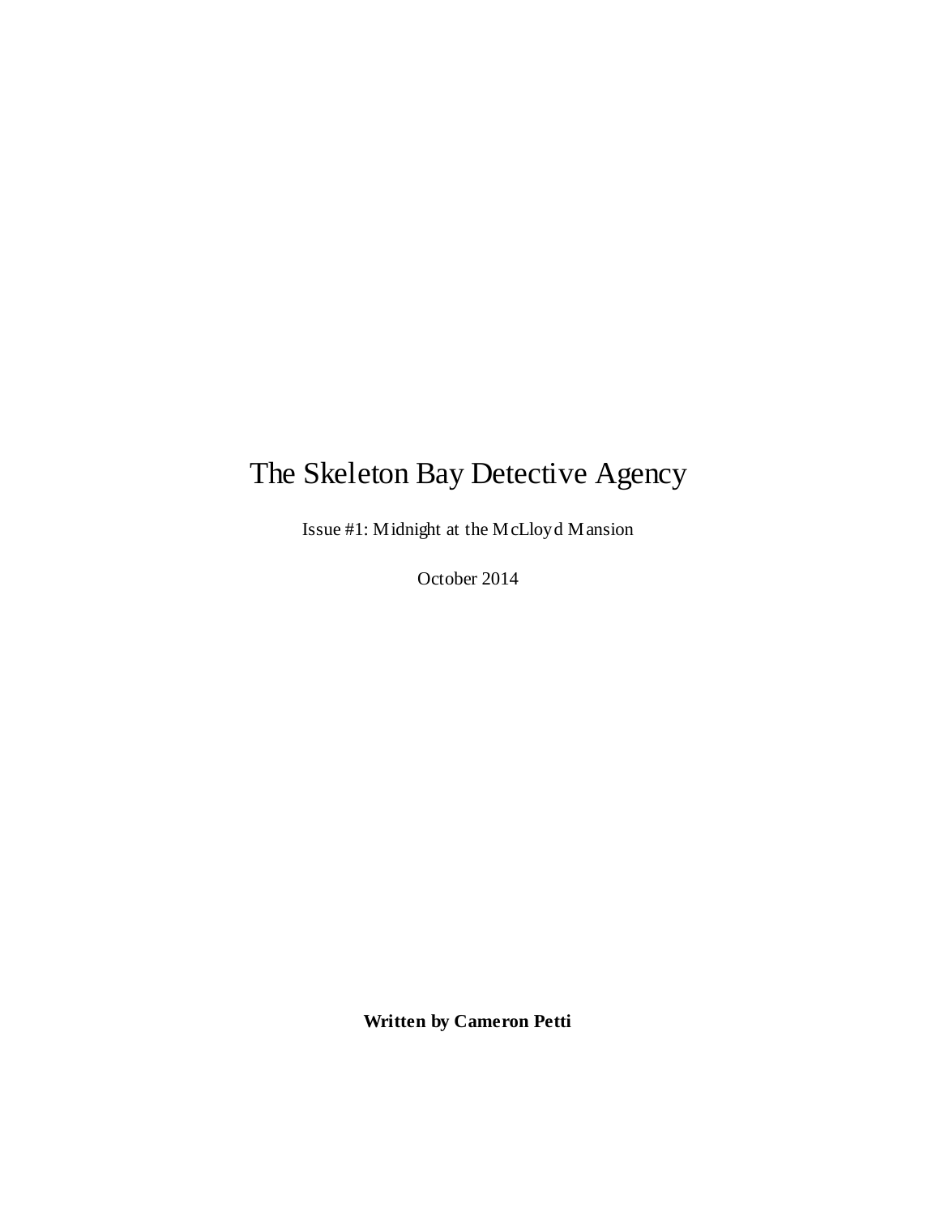# The Skeleton Bay Detective Agency

Issue #1: Midnight at the McLloyd Mansion

October 2014

**Written by Cameron Petti**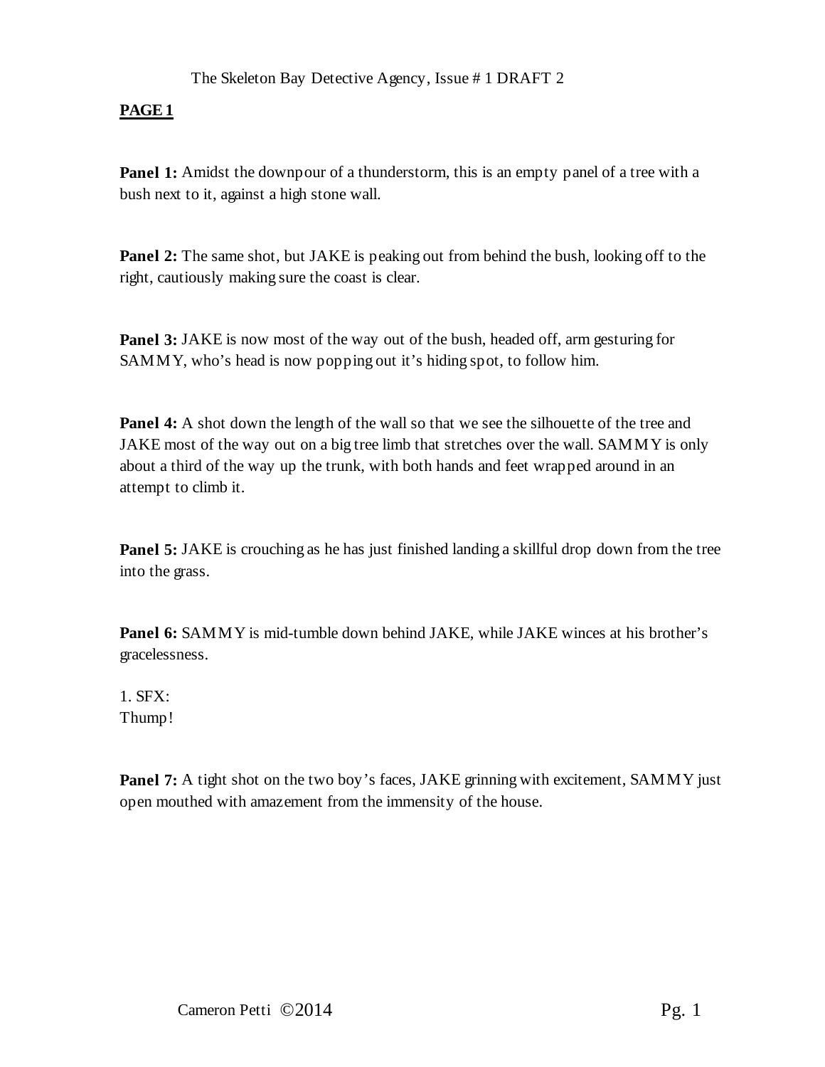The Skeleton Bay Detective Agency, Issue # 1 DRAFT 2

**PAGE 1**

**Panel 1:** Amidst the downpour of a thunderstorm, this is an empty panel of a tree with a bush next to it, against a high stone wall.

**Panel 2:** The same shot, but JAKE is peaking out from behind the bush, looking off to the right, cautiously making sure the coast is clear.

**Panel 3:** JAKE is now most of the way out of the bush, headed off, arm gesturing for SAMMY, who's head is now popping out it's hiding spot, to follow him.

**Panel 4:** A shot down the length of the wall so that we see the silhouette of the tree and JAKE most of the way out on a big tree limb that stretches over the wall. SAMMY is only about a third of the way up the trunk, with both hands and feet wrapped around in an attempt to climb it.

**Panel 5:** JAKE is crouching as he has just finished landing a skillful drop down from the tree into the grass.

**Panel 6:** SAMMY is mid-tumble down behind JAKE, while JAKE winces at his brother's gracelessness.

1. SFX:
Thump!

**Panel 7:** A tight shot on the two boy's faces, JAKE grinning with excitement, SAMMY just open mouthed with amazement from the immensity of the house.

Cameron Petti ©2014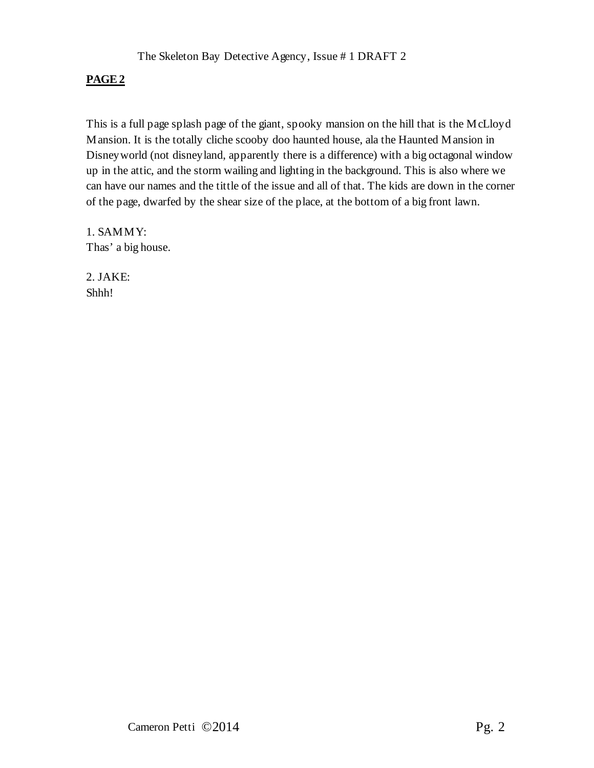**PAGE 2**

This is a full page splash page of the giant, spooky mansion on the hill that is the McLloyd Mansion. It is the totally cliche scooby doo haunted house, ala the Haunted Mansion in Disneyworld (not disneyland, apparently there is a difference) with a big octagonal window up in the attic, and the storm wailing and lighting in the background. This is also where we can have our names and the tittle of the issue and all of that. The kids are down in the corner of the page, dwarfed by the shear size of the place, at the bottom of a big front lawn.

1. SAMMY:
Thas' a big house.

2. JAKE:
Shhh!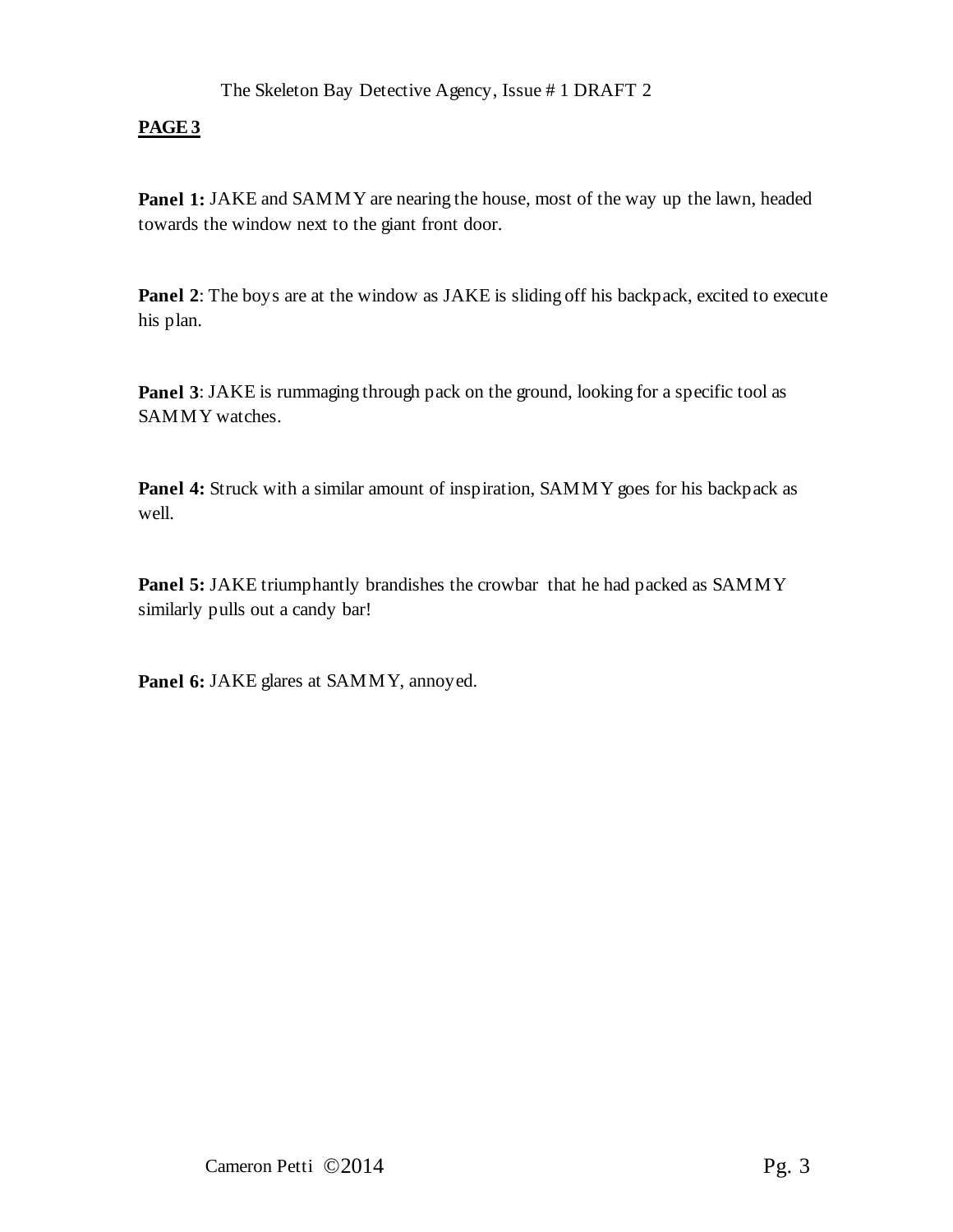**PAGE 3**

**Panel 1:** JAKE and SAMMY are nearing the house, most of the way up the lawn, headed towards the window next to the giant front door.

**Panel 2**: The boys are at the window as JAKE is sliding off his backpack, excited to execute his plan.

**Panel 3**: JAKE is rummaging through pack on the ground, looking for a specific tool as SAMMY watches.

**Panel 4:** Struck with a similar amount of inspiration, SAMMY goes for his backpack as well.

**Panel 5:** JAKE triumphantly brandishes the crowbar that he had packed as SAMMY similarly pulls out a candy bar!

**Panel 6:** JAKE glares at SAMMY, annoyed.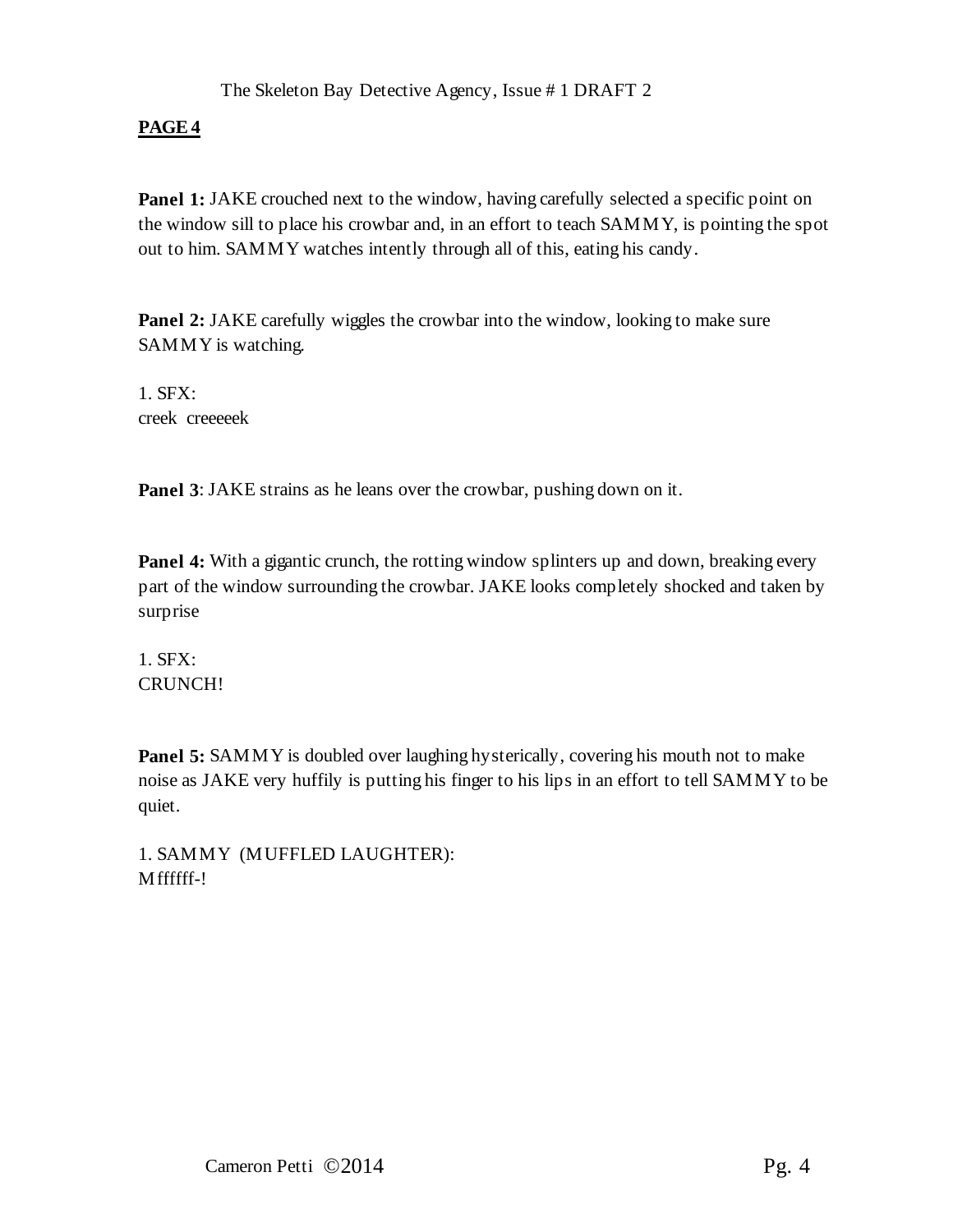## PAGE 4

**Panel 1:** JAKE crouched next to the window, having carefully selected a specific point on the window sill to place his crowbar and, in an effort to teach SAMMY, is pointing the spot out to him. SAMMY watches intently through all of this, eating his candy.

**Panel 2:** JAKE carefully wiggles the crowbar into the window, looking to make sure SAMMY is watching.

1. SFX:
creek creeeeek

**Panel 3**: JAKE strains as he leans over the crowbar, pushing down on it.

**Panel 4:** With a gigantic crunch, the rotting window splinters up and down, breaking every part of the window surrounding the crowbar. JAKE looks completely shocked and taken by surprise

1. SFX:
CRUNCH!

**Panel 5:** SAMMY is doubled over laughing hysterically, covering his mouth not to make noise as JAKE very huffily is putting his finger to his lips in an effort to tell SAMMY to be quiet.

1. SAMMY (MUFFLED LAUGHTER):
Mffffff-!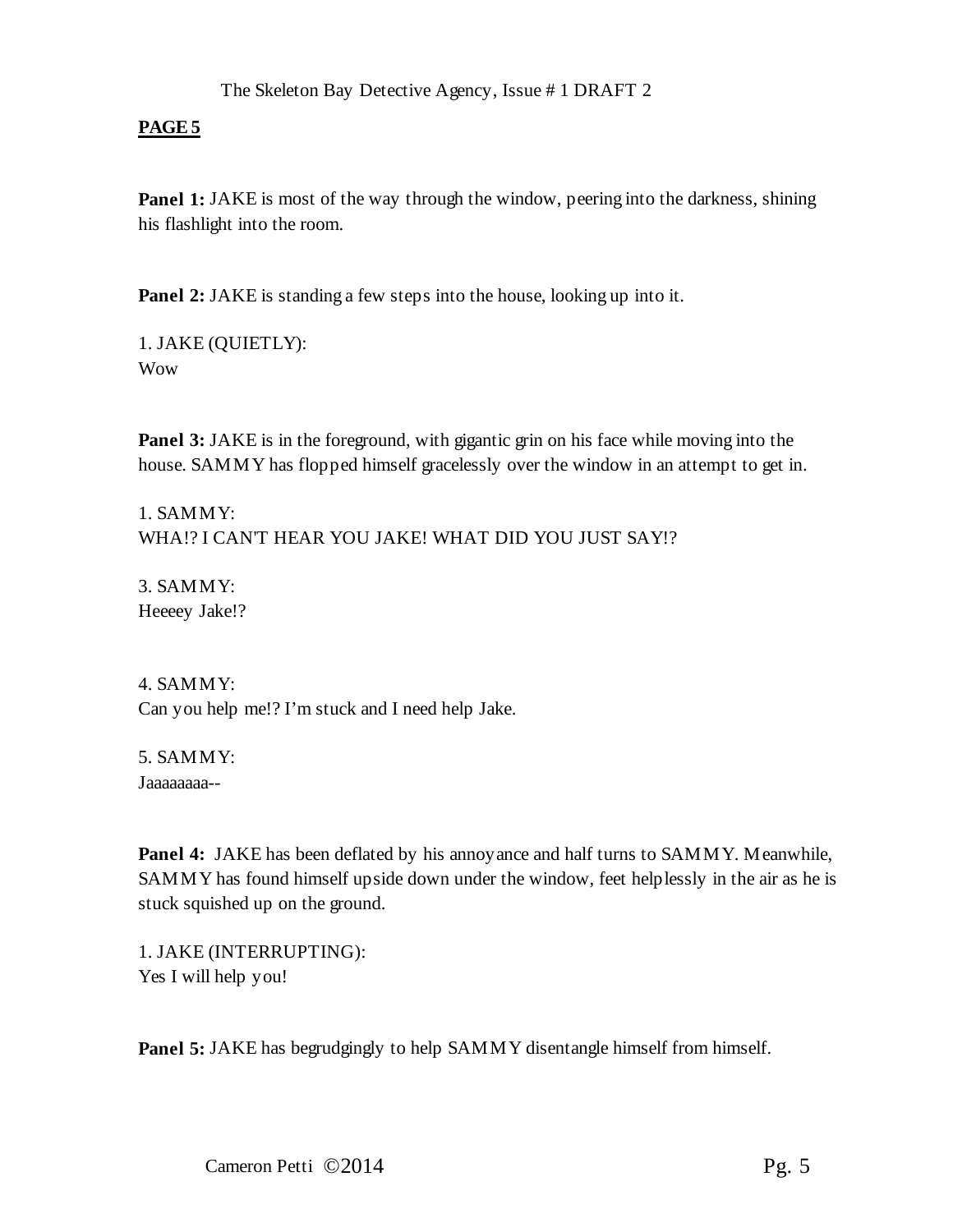**PAGE 5**

**Panel 1:** JAKE is most of the way through the window, peering into the darkness, shining his flashlight into the room.

**Panel 2:** JAKE is standing a few steps into the house, looking up into it.

1. JAKE (QUIETLY):
Wow

**Panel 3:** JAKE is in the foreground, with gigantic grin on his face while moving into the house. SAMMY has flopped himself gracelessly over the window in an attempt to get in.

1. SAMMY:
WHA!? I CAN'T HEAR YOU JAKE! WHAT DID YOU JUST SAY!?

3. SAMMY:
Heeeey Jake!?

4. SAMMY:
Can you help me!? I'm stuck and I need help Jake.

5. SAMMY:
Jaaaaaaaa--

**Panel 4:** JAKE has been deflated by his annoyance and half turns to SAMMY. Meanwhile, SAMMY has found himself upside down under the window, feet helplessly in the air as he is stuck squished up on the ground.

1. JAKE (INTERRUPTING):
Yes I will help you!

**Panel 5:** JAKE has begrudgingly to help SAMMY disentangle himself from himself.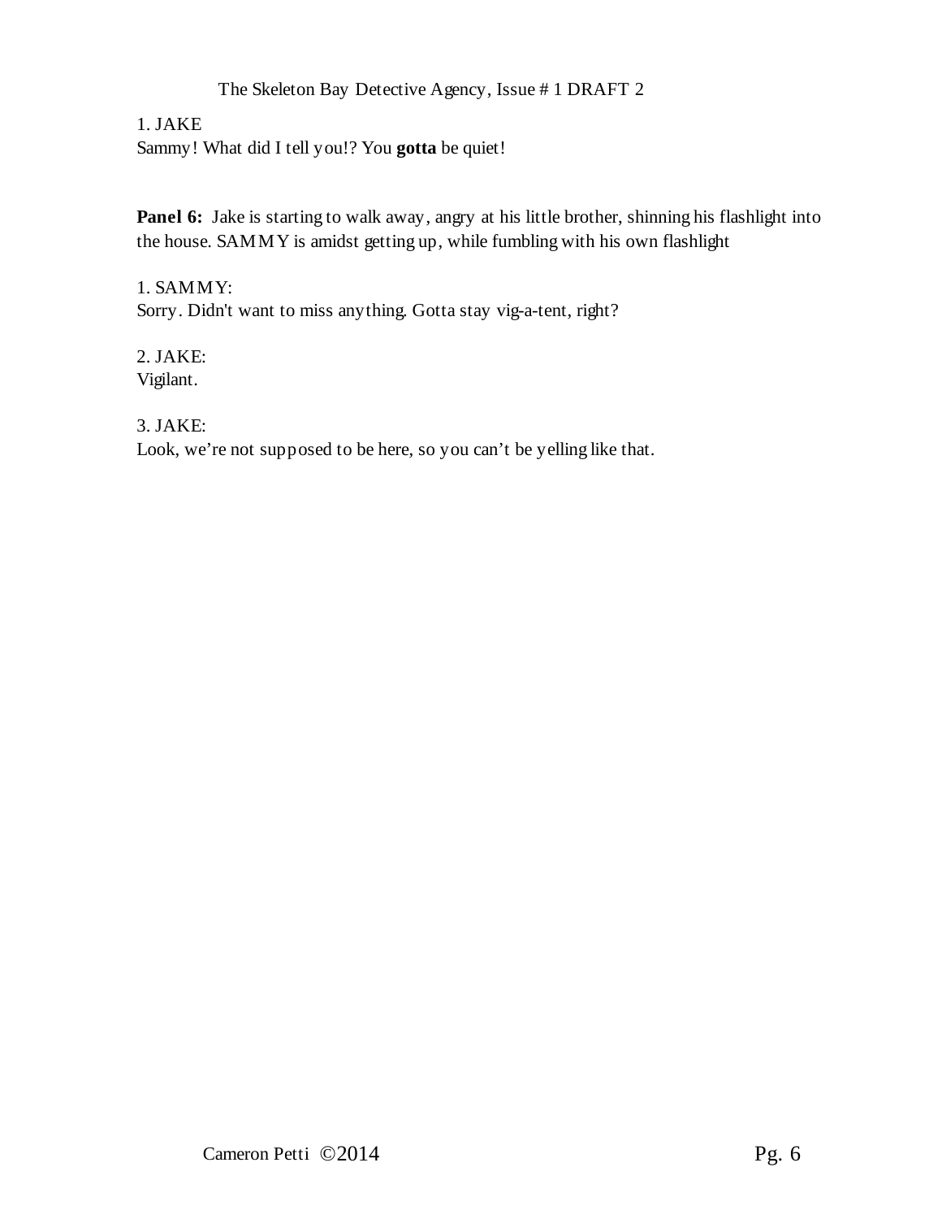1. JAKE
Sammy! What did I tell you!? You **gotta** be quiet!

**Panel 6:** Jake is starting to walk away, angry at his little brother, shinning his flashlight into the house. SAMMY is amidst getting up, while fumbling with his own flashlight

1. SAMMY:
Sorry. Didn't want to miss anything. Gotta stay vig-a-tent, right?

2. JAKE:
Vigilant.

3. JAKE:
Look, we’re not supposed to be here, so you can’t be yelling like that.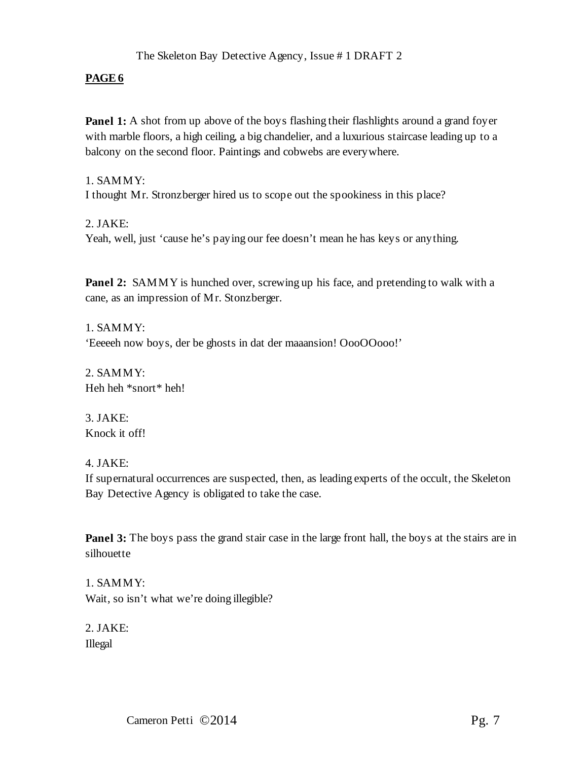**PAGE 6**

**Panel 1:** A shot from up above of the boys flashing their flashlights around a grand foyer with marble floors, a high ceiling, a big chandelier, and a luxurious staircase leading up to a balcony on the second floor. Paintings and cobwebs are everywhere.

1. SAMMY:
I thought Mr. Stronzberger hired us to scope out the spookiness in this place?

2. JAKE:
Yeah, well, just 'cause he's paying our fee doesn't mean he has keys or anything.

**Panel 2:** SAMMY is hunched over, screwing up his face, and pretending to walk with a cane, as an impression of Mr. Stonzberger.

1. SAMMY:
'Eeeeeh now boys, der be ghosts in dat der maaansion! OooOOooo!'

2. SAMMY:
Heh heh *snort* heh!

3. JAKE:
Knock it off!

4. JAKE:
If supernatural occurrences are suspected, then, as leading experts of the occult, the Skeleton Bay Detective Agency is obligated to take the case.

**Panel 3:** The boys pass the grand stair case in the large front hall, the boys at the stairs are in silhouette

1. SAMMY:
Wait, so isn't what we're doing illegible?

2. JAKE:
Illegal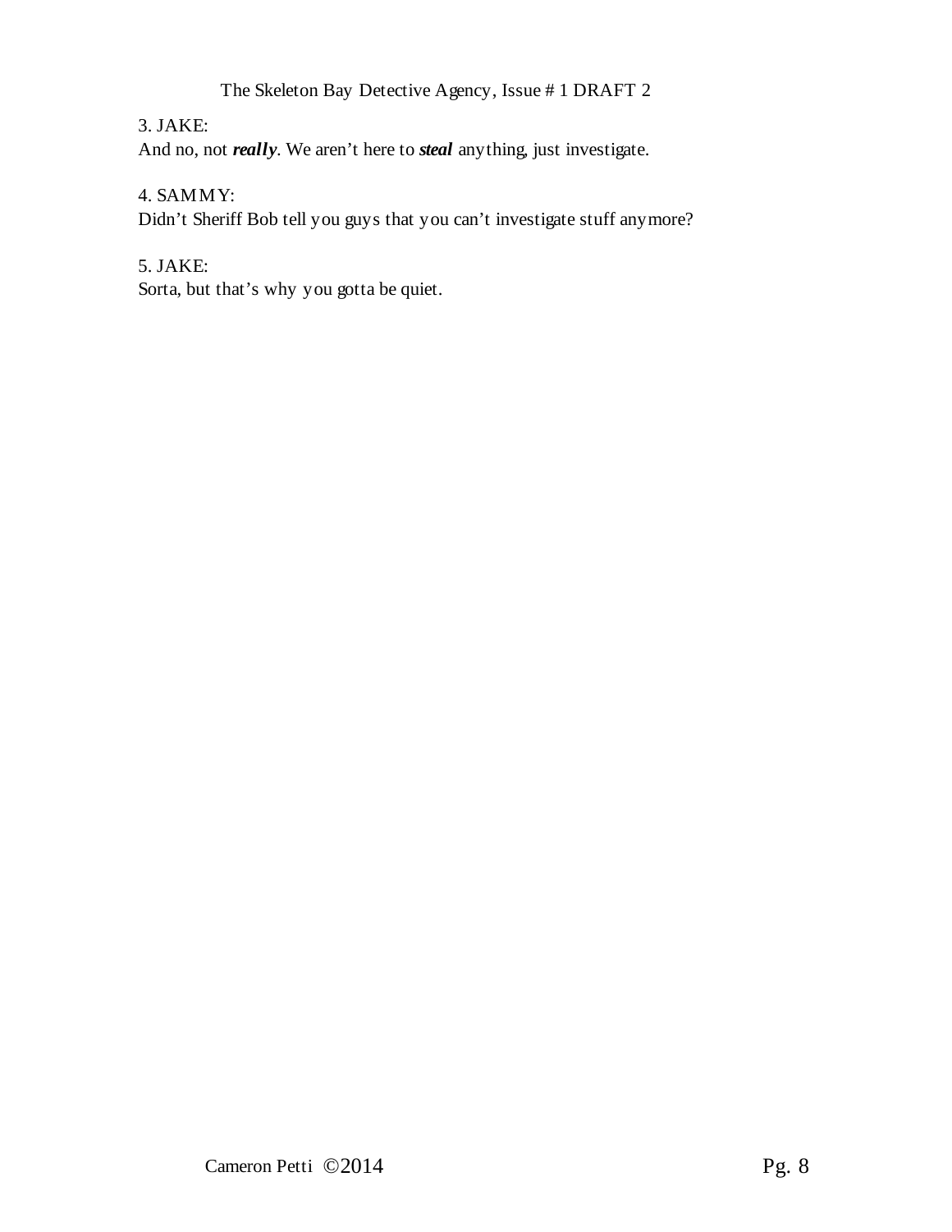3. JAKE:
And no, not ***really***. We aren't here to ***steal*** anything, just investigate.

4. SAMMY:
Didn't Sheriff Bob tell you guys that you can't investigate stuff anymore?

5. JAKE:
Sorta, but that's why you gotta be quiet.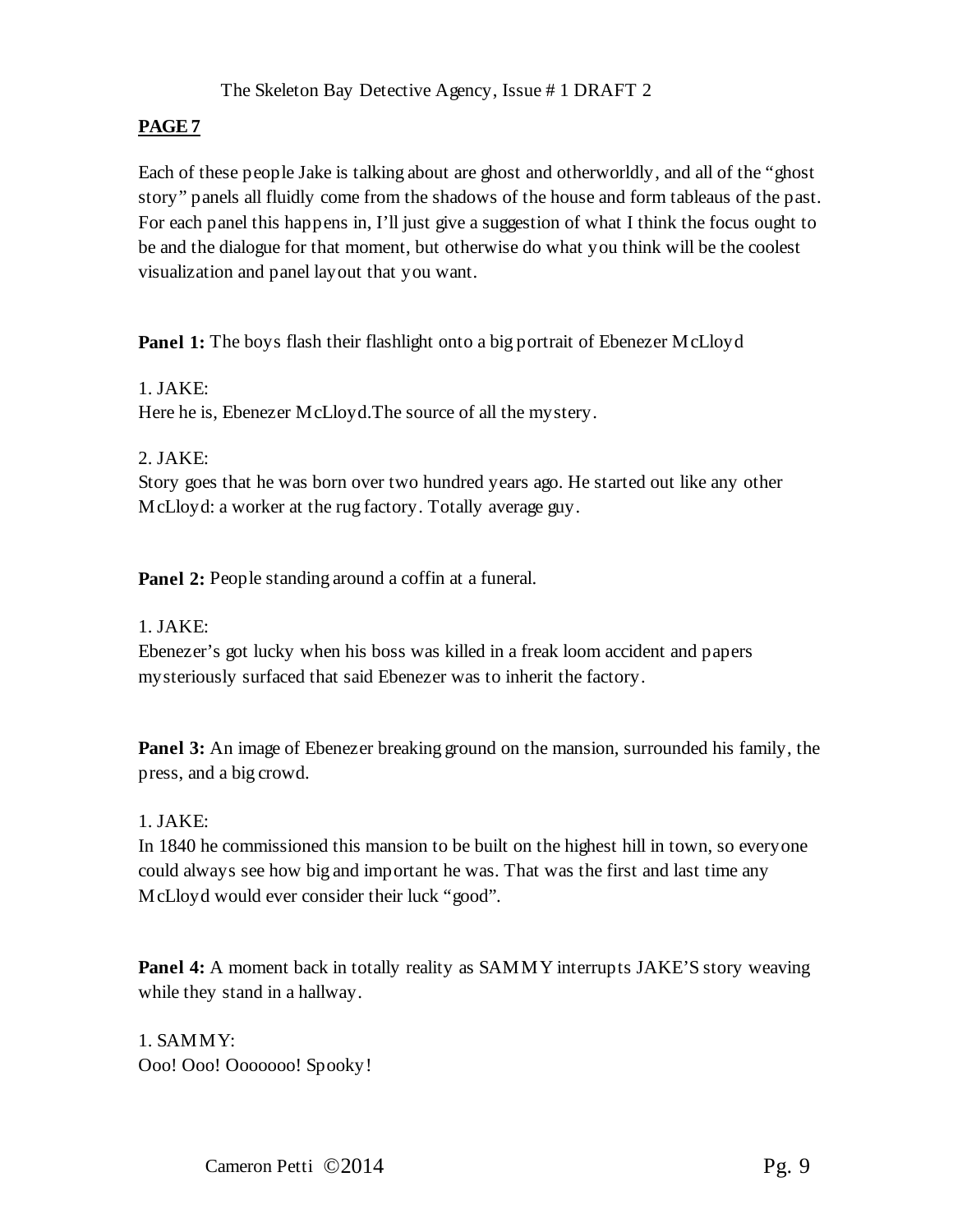**PAGE 7**

Each of these people Jake is talking about are ghost and otherworldly, and all of the "ghost story" panels all fluidly come from the shadows of the house and form tableaus of the past. For each panel this happens in, I'll just give a suggestion of what I think the focus ought to be and the dialogue for that moment, but otherwise do what you think will be the coolest visualization and panel layout that you want.

**Panel 1:** The boys flash their flashlight onto a big portrait of Ebenezer McLloyd

1. JAKE:
Here he is, Ebenezer McLloyd.The source of all the mystery.

2. JAKE:
Story goes that he was born over two hundred years ago. He started out like any other McLloyd: a worker at the rug factory. Totally average guy.

**Panel 2:** People standing around a coffin at a funeral.

1. JAKE:
Ebenezer's got lucky when his boss was killed in a freak loom accident and papers mysteriously surfaced that said Ebenezer was to inherit the factory.

**Panel 3:** An image of Ebenezer breaking ground on the mansion, surrounded his family, the press, and a big crowd.

1. JAKE:
In 1840 he commissioned this mansion to be built on the highest hill in town, so everyone could always see how big and important he was. That was the first and last time any McLloyd would ever consider their luck "good".

**Panel 4:** A moment back in totally reality as SAMMY interrupts JAKE'S story weaving while they stand in a hallway.

1. SAMMY:
Ooo! Ooo! Ooooooo! Spooky!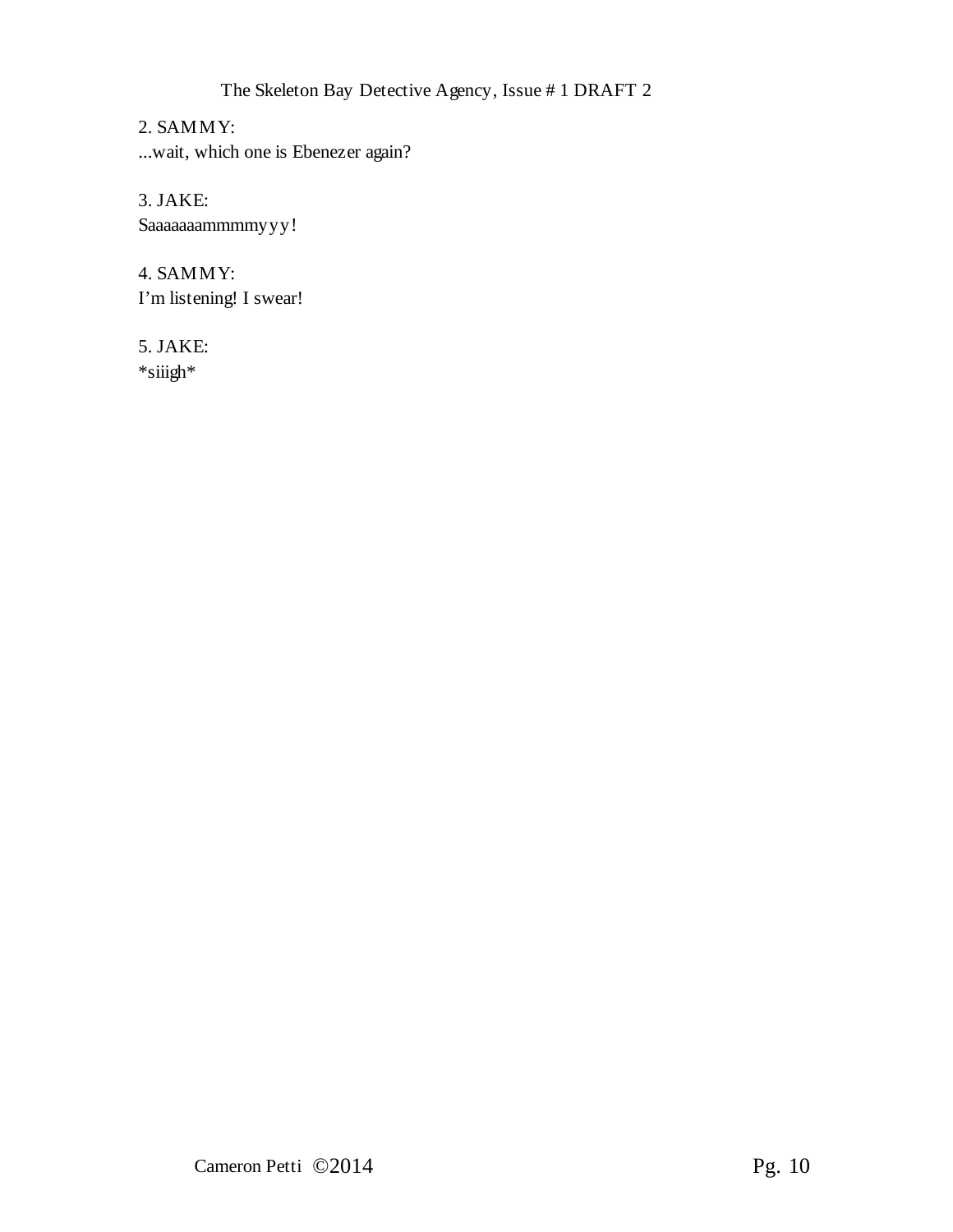2. SAMMY:
...wait, which one is Ebenezer again?

3. JAKE:
Saaaaaaammmmyyy!

4. SAMMY:
I'm listening! I swear!

5. JAKE:
*siiigh*